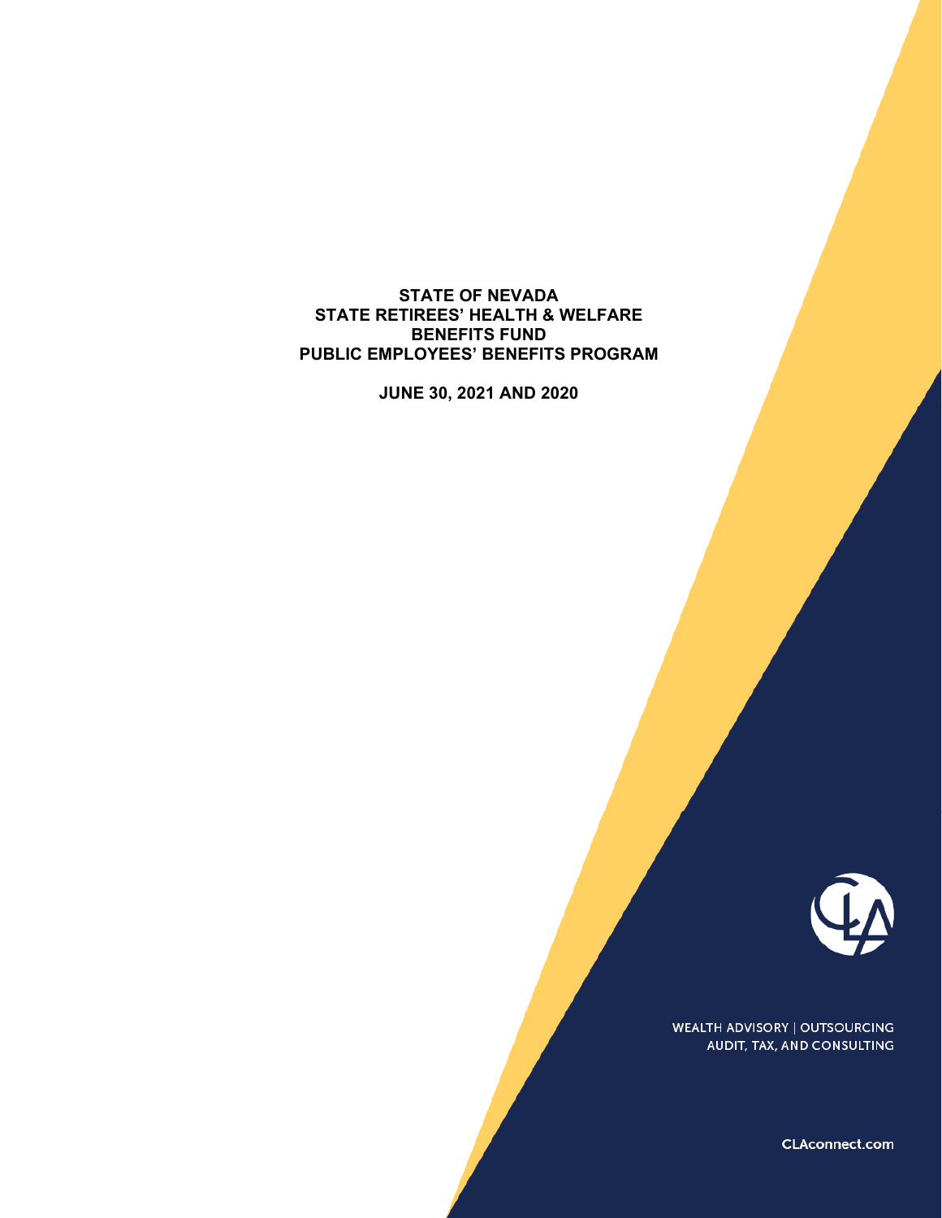# STATE OF NEVADA
# STATE RETIREES' HEALTH & WELFARE BENEFITS FUND
# PUBLIC EMPLOYEES' BENEFITS PROGRAM

**JUNE 30, 2021 AND 2020**

WEALTH ADVISORY | OUTSOURCING
AUDIT, TAX, AND CONSULTING

CLAconnect.com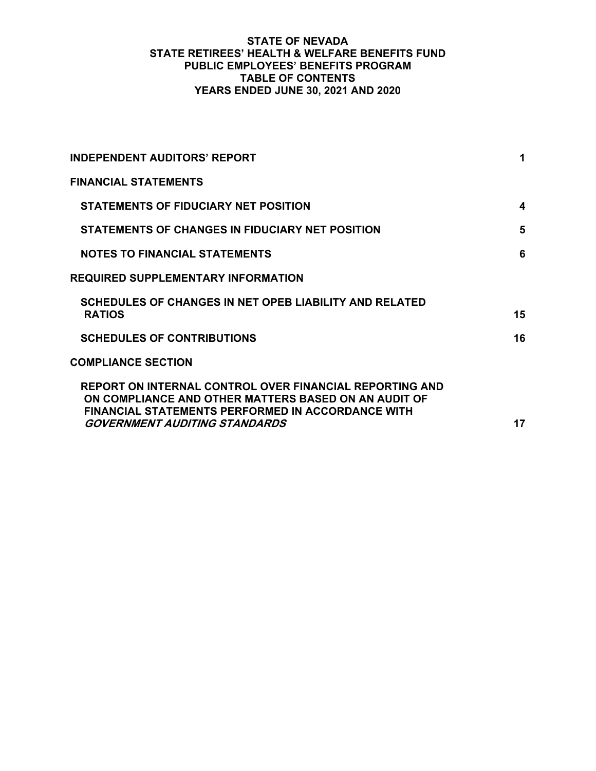# STATE OF NEVADA
# STATE RETIREES' HEALTH & WELFARE BENEFITS FUND
# PUBLIC EMPLOYEES' BENEFITS PROGRAM
# TABLE OF CONTENTS
# YEARS ENDED JUNE 30, 2021 AND 2020

| | |
|---|---|
| **INDEPENDENT AUDITORS' REPORT** | **1** |
| **FINANCIAL STATEMENTS** | |
| **STATEMENTS OF FIDUCIARY NET POSITION** | **4** |
| **STATEMENTS OF CHANGES IN FIDUCIARY NET POSITION** | **5** |
| **NOTES TO FINANCIAL STATEMENTS** | **6** |
| **REQUIRED SUPPLEMENTARY INFORMATION** | |
| **SCHEDULES OF CHANGES IN NET OPEB LIABILITY AND RELATED RATIOS** | **15** |
| **SCHEDULES OF CONTRIBUTIONS** | **16** |
| **COMPLIANCE SECTION** | |
| **REPORT ON INTERNAL CONTROL OVER FINANCIAL REPORTING AND ON COMPLIANCE AND OTHER MATTERS BASED ON AN AUDIT OF FINANCIAL STATEMENTS PERFORMED IN ACCORDANCE WITH *GOVERNMENT AUDITING STANDARDS*** | **17** |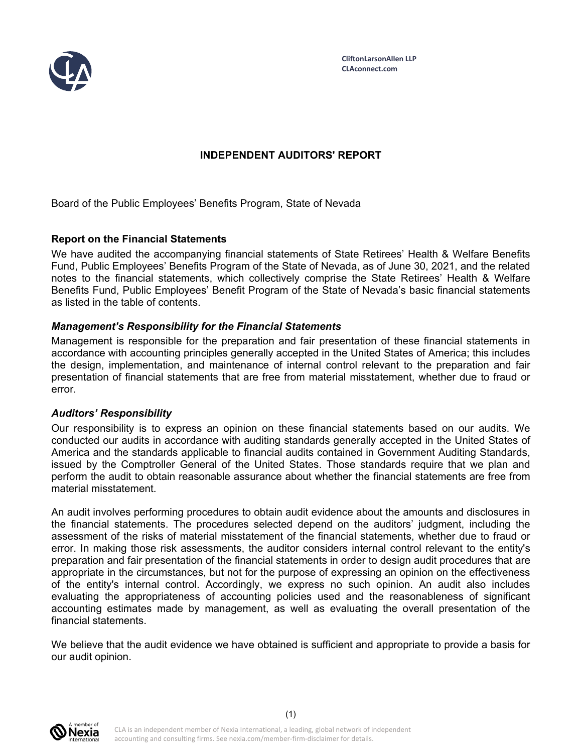CliftonLarsonAllen LLP
CLAconnect.com

# INDEPENDENT AUDITORS' REPORT

Board of the Public Employees' Benefits Program, State of Nevada

## Report on the Financial Statements

We have audited the accompanying financial statements of State Retirees' Health & Welfare Benefits Fund, Public Employees' Benefits Program of the State of Nevada, as of June 30, 2021, and the related notes to the financial statements, which collectively comprise the State Retirees' Health & Welfare Benefits Fund, Public Employees' Benefit Program of the State of Nevada's basic financial statements as listed in the table of contents.

### *Management's Responsibility for the Financial Statements*

Management is responsible for the preparation and fair presentation of these financial statements in accordance with accounting principles generally accepted in the United States of America; this includes the design, implementation, and maintenance of internal control relevant to the preparation and fair presentation of financial statements that are free from material misstatement, whether due to fraud or error.

### *Auditors' Responsibility*

Our responsibility is to express an opinion on these financial statements based on our audits. We conducted our audits in accordance with auditing standards generally accepted in the United States of America and the standards applicable to financial audits contained in Government Auditing Standards, issued by the Comptroller General of the United States. Those standards require that we plan and perform the audit to obtain reasonable assurance about whether the financial statements are free from material misstatement.

An audit involves performing procedures to obtain audit evidence about the amounts and disclosures in the financial statements. The procedures selected depend on the auditors' judgment, including the assessment of the risks of material misstatement of the financial statements, whether due to fraud or error. In making those risk assessments, the auditor considers internal control relevant to the entity's preparation and fair presentation of the financial statements in order to design audit procedures that are appropriate in the circumstances, but not for the purpose of expressing an opinion on the effectiveness of the entity's internal control. Accordingly, we express no such opinion. An audit also includes evaluating the appropriateness of accounting policies used and the reasonableness of significant accounting estimates made by management, as well as evaluating the overall presentation of the financial statements.

We believe that the audit evidence we have obtained is sufficient and appropriate to provide a basis for our audit opinion.

CLA is an independent member of Nexia International, a leading, global network of independent accounting and consulting firms. See nexia.com/member-firm-disclaimer for details.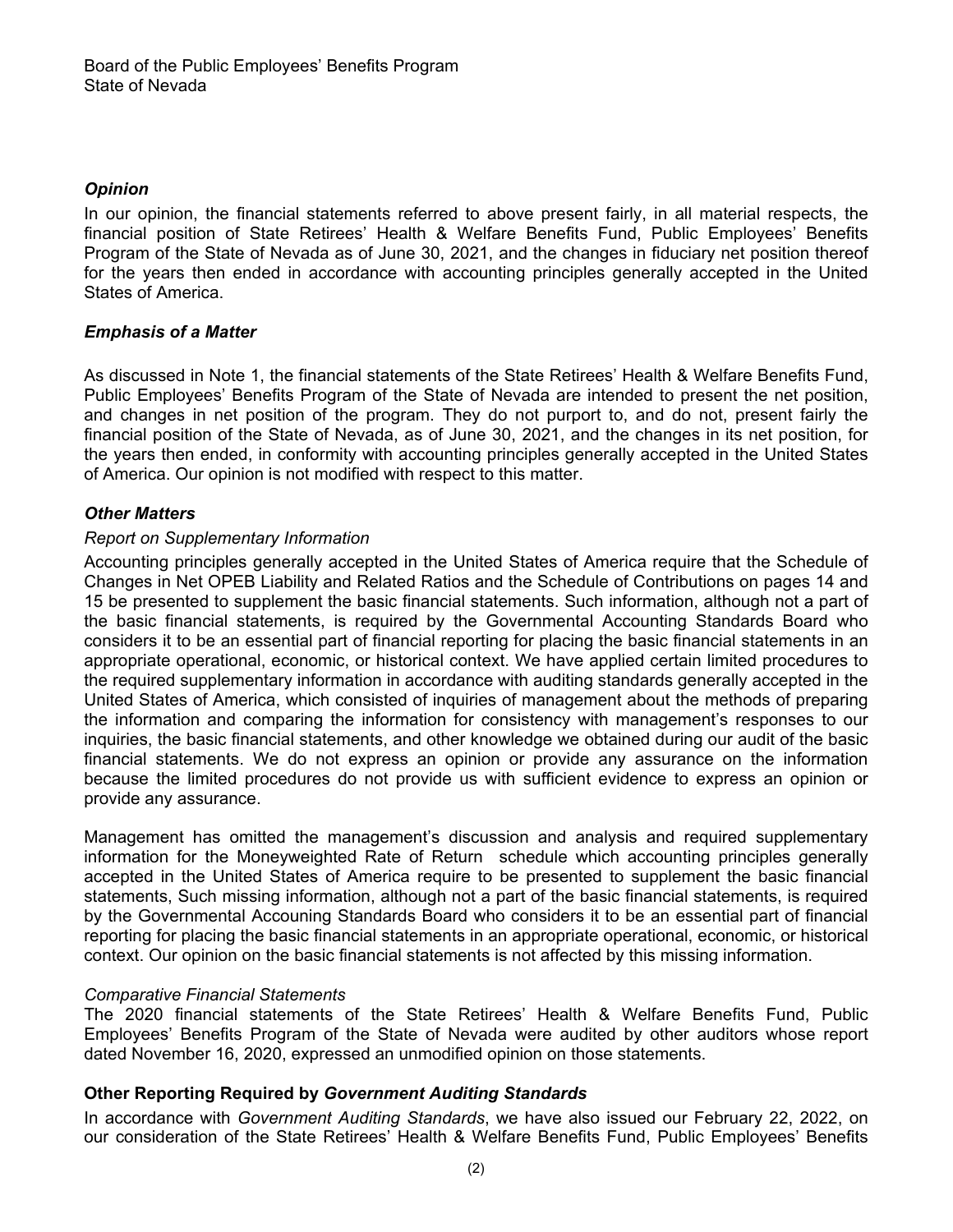Board of the Public Employees' Benefits Program
State of Nevada

### *Opinion*

In our opinion, the financial statements referred to above present fairly, in all material respects, the financial position of State Retirees' Health & Welfare Benefits Fund, Public Employees' Benefits Program of the State of Nevada as of June 30, 2021, and the changes in fiduciary net position thereof for the years then ended in accordance with accounting principles generally accepted in the United States of America.

### *Emphasis of a Matter*

As discussed in Note 1, the financial statements of the State Retirees' Health & Welfare Benefits Fund, Public Employees' Benefits Program of the State of Nevada are intended to present the net position, and changes in net position of the program. They do not purport to, and do not, present fairly the financial position of the State of Nevada, as of June 30, 2021, and the changes in its net position, for the years then ended, in conformity with accounting principles generally accepted in the United States of America. Our opinion is not modified with respect to this matter.

### *Other Matters*

*Report on Supplementary Information*

Accounting principles generally accepted in the United States of America require that the Schedule of Changes in Net OPEB Liability and Related Ratios and the Schedule of Contributions on pages 14 and 15 be presented to supplement the basic financial statements. Such information, although not a part of the basic financial statements, is required by the Governmental Accounting Standards Board who considers it to be an essential part of financial reporting for placing the basic financial statements in an appropriate operational, economic, or historical context. We have applied certain limited procedures to the required supplementary information in accordance with auditing standards generally accepted in the United States of America, which consisted of inquiries of management about the methods of preparing the information and comparing the information for consistency with management's responses to our inquiries, the basic financial statements, and other knowledge we obtained during our audit of the basic financial statements. We do not express an opinion or provide any assurance on the information because the limited procedures do not provide us with sufficient evidence to express an opinion or provide any assurance.

Management has omitted the management's discussion and analysis and required supplementary information for the Moneyweighted Rate of Return schedule which accounting principles generally accepted in the United States of America require to be presented to supplement the basic financial statements, Such missing information, although not a part of the basic financial statements, is required by the Governmental Accouning Standards Board who considers it to be an essential part of financial reporting for placing the basic financial statements in an appropriate operational, economic, or historical context. Our opinion on the basic financial statements is not affected by this missing information.

*Comparative Financial Statements*

The 2020 financial statements of the State Retirees' Health & Welfare Benefits Fund, Public Employees' Benefits Program of the State of Nevada were audited by other auditors whose report dated November 16, 2020, expressed an unmodified opinion on those statements.

### Other Reporting Required by *Government Auditing Standards*

In accordance with *Government Auditing Standards*, we have also issued our February 22, 2022, on our consideration of the State Retirees' Health & Welfare Benefits Fund, Public Employees' Benefits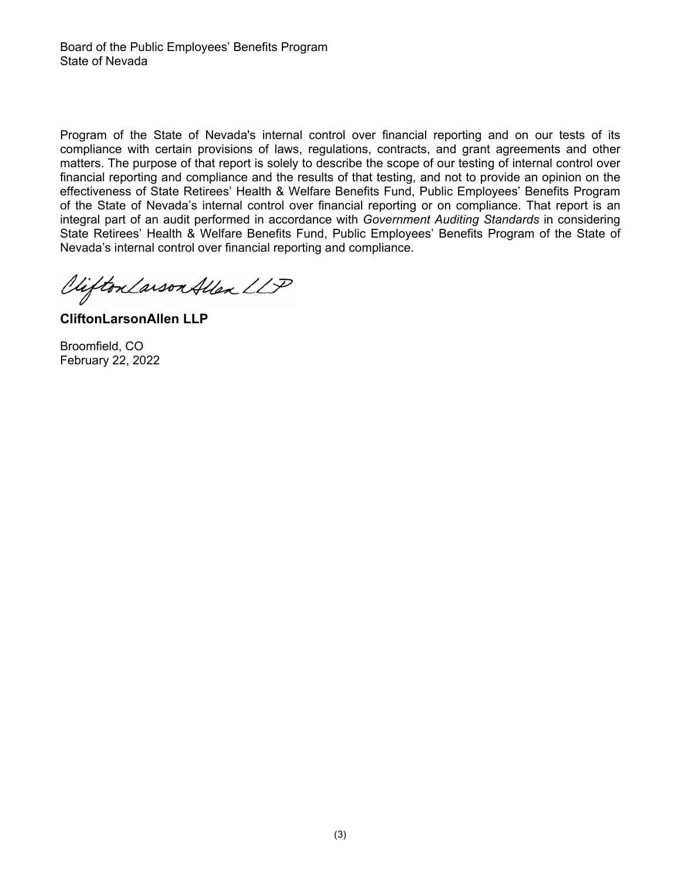Board of the Public Employees' Benefits Program
State of Nevada

Program of the State of Nevada's internal control over financial reporting and on our tests of its compliance with certain provisions of laws, regulations, contracts, and grant agreements and other matters. The purpose of that report is solely to describe the scope of our testing of internal control over financial reporting and compliance and the results of that testing, and not to provide an opinion on the effectiveness of State Retirees' Health & Welfare Benefits Fund, Public Employees' Benefits Program of the State of Nevada's internal control over financial reporting or on compliance. That report is an integral part of an audit performed in accordance with *Government Auditing Standards* in considering State Retirees' Health & Welfare Benefits Fund, Public Employees' Benefits Program of the State of Nevada's internal control over financial reporting and compliance.

CliftonLarsonAllen LLP

**CliftonLarsonAllen LLP**

Broomfield, CO
February 22, 2022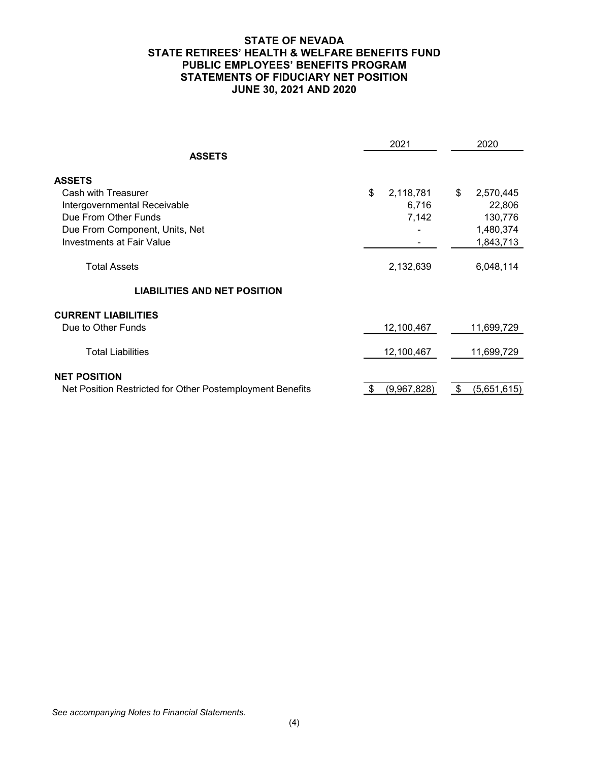# STATE OF NEVADA
## STATE RETIREES' HEALTH & WELFARE BENEFITS FUND
## PUBLIC EMPLOYEES' BENEFITS PROGRAM
## STATEMENTS OF FIDUCIARY NET POSITION
## JUNE 30, 2021 AND 2020

| | 2021 | 2020 |
|---|---|---|
| **ASSETS** | | |
| **ASSETS** | | |
| Cash with Treasurer | $ 2,118,781 | $ 2,570,445 |
| Intergovernmental Receivable | 6,716 | 22,806 |
| Due From Other Funds | 7,142 | 130,776 |
| Due From Component, Units, Net | - | 1,480,374 |
| Investments at Fair Value | - | 1,843,713 |
| Total Assets | 2,132,639 | 6,048,114 |
| **LIABILITIES AND NET POSITION** | | |
| **CURRENT LIABILITIES** | | |
| Due to Other Funds | 12,100,467 | 11,699,729 |
| Total Liabilities | 12,100,467 | 11,699,729 |
| **NET POSITION** | | |
| Net Position Restricted for Other Postemployment Benefits | $ (9,967,828) | $ (5,651,615) |

*See accompanying Notes to Financial Statements.*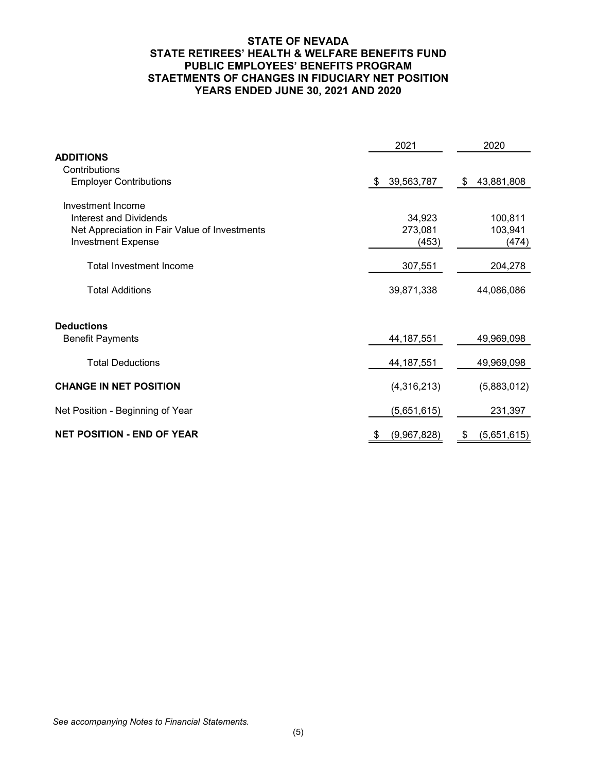# STATE OF NEVADA
## STATE RETIREES' HEALTH & WELFARE BENEFITS FUND
## PUBLIC EMPLOYEES' BENEFITS PROGRAM
## STAETMENTS OF CHANGES IN FIDUCIARY NET POSITION
## YEARS ENDED JUNE 30, 2021 AND 2020

| | 2021 | 2020 |
|---|---|---|
| **ADDITIONS** | | |
| Contributions | | |
| Employer Contributions | $ 39,563,787 | $ 43,881,808 |
| Investment Income | | |
| Interest and Dividends | 34,923 | 100,811 |
| Net Appreciation in Fair Value of Investments | 273,081 | 103,941 |
| Investment Expense | (453) | (474) |
| Total Investment Income | 307,551 | 204,278 |
| Total Additions | 39,871,338 | 44,086,086 |
| **Deductions** | | |
| Benefit Payments | 44,187,551 | 49,969,098 |
| Total Deductions | 44,187,551 | 49,969,098 |
| **CHANGE IN NET POSITION** | (4,316,213) | (5,883,012) |
| Net Position - Beginning of Year | (5,651,615) | 231,397 |
| **NET POSITION - END OF YEAR** | $ (9,967,828) | $ (5,651,615) |

*See accompanying Notes to Financial Statements.*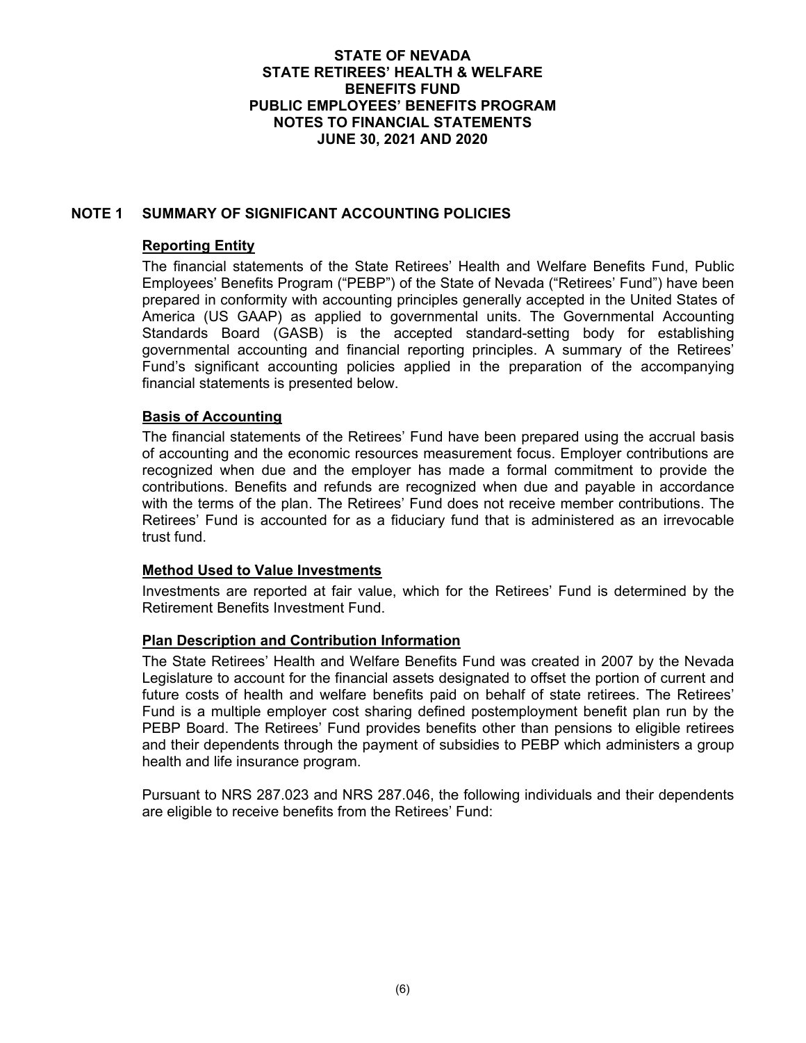## NOTE 1 SUMMARY OF SIGNIFICANT ACCOUNTING POLICIES

### Reporting Entity

The financial statements of the State Retirees' Health and Welfare Benefits Fund, Public Employees' Benefits Program ("PEBP") of the State of Nevada ("Retirees' Fund") have been prepared in conformity with accounting principles generally accepted in the United States of America (US GAAP) as applied to governmental units. The Governmental Accounting Standards Board (GASB) is the accepted standard-setting body for establishing governmental accounting and financial reporting principles. A summary of the Retirees' Fund's significant accounting policies applied in the preparation of the accompanying financial statements is presented below.

### Basis of Accounting

The financial statements of the Retirees' Fund have been prepared using the accrual basis of accounting and the economic resources measurement focus. Employer contributions are recognized when due and the employer has made a formal commitment to provide the contributions. Benefits and refunds are recognized when due and payable in accordance with the terms of the plan. The Retirees' Fund does not receive member contributions. The Retirees' Fund is accounted for as a fiduciary fund that is administered as an irrevocable trust fund.

### Method Used to Value Investments

Investments are reported at fair value, which for the Retirees' Fund is determined by the Retirement Benefits Investment Fund.

### Plan Description and Contribution Information

The State Retirees' Health and Welfare Benefits Fund was created in 2007 by the Nevada Legislature to account for the financial assets designated to offset the portion of current and future costs of health and welfare benefits paid on behalf of state retirees. The Retirees' Fund is a multiple employer cost sharing defined postemployment benefit plan run by the PEBP Board. The Retirees' Fund provides benefits other than pensions to eligible retirees and their dependents through the payment of subsidies to PEBP which administers a group health and life insurance program.

Pursuant to NRS 287.023 and NRS 287.046, the following individuals and their dependents are eligible to receive benefits from the Retirees' Fund: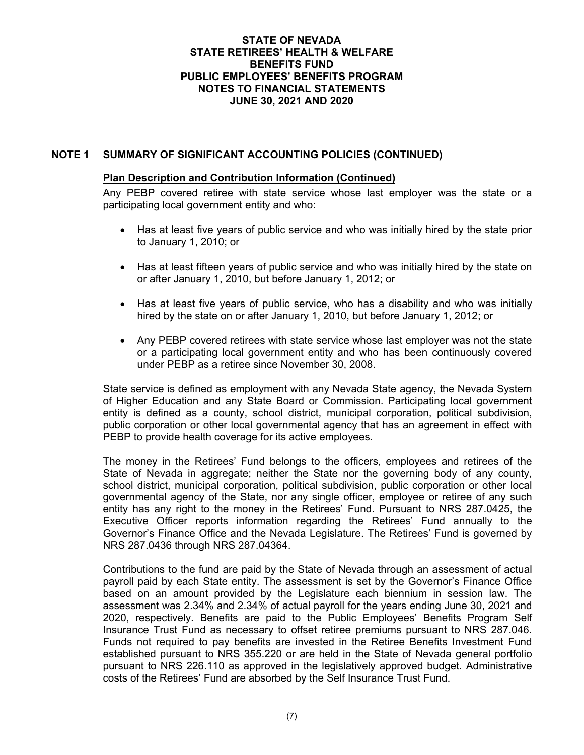# NOTE 1 SUMMARY OF SIGNIFICANT ACCOUNTING POLICIES (CONTINUED)

**Plan Description and Contribution Information (Continued)**

Any PEBP covered retiree with state service whose last employer was the state or a participating local government entity and who:

- Has at least five years of public service and who was initially hired by the state prior to January 1, 2010; or
- Has at least fifteen years of public service and who was initially hired by the state on or after January 1, 2010, but before January 1, 2012; or
- Has at least five years of public service, who has a disability and who was initially hired by the state on or after January 1, 2010, but before January 1, 2012; or
- Any PEBP covered retirees with state service whose last employer was not the state or a participating local government entity and who has been continuously covered under PEBP as a retiree since November 30, 2008.

State service is defined as employment with any Nevada State agency, the Nevada System of Higher Education and any State Board or Commission. Participating local government entity is defined as a county, school district, municipal corporation, political subdivision, public corporation or other local governmental agency that has an agreement in effect with PEBP to provide health coverage for its active employees.

The money in the Retirees' Fund belongs to the officers, employees and retirees of the State of Nevada in aggregate; neither the State nor the governing body of any county, school district, municipal corporation, political subdivision, public corporation or other local governmental agency of the State, nor any single officer, employee or retiree of any such entity has any right to the money in the Retirees' Fund. Pursuant to NRS 287.0425, the Executive Officer reports information regarding the Retirees' Fund annually to the Governor's Finance Office and the Nevada Legislature. The Retirees' Fund is governed by NRS 287.0436 through NRS 287.04364.

Contributions to the fund are paid by the State of Nevada through an assessment of actual payroll paid by each State entity. The assessment is set by the Governor's Finance Office based on an amount provided by the Legislature each biennium in session law. The assessment was 2.34% and 2.34% of actual payroll for the years ending June 30, 2021 and 2020, respectively. Benefits are paid to the Public Employees' Benefits Program Self Insurance Trust Fund as necessary to offset retiree premiums pursuant to NRS 287.046. Funds not required to pay benefits are invested in the Retiree Benefits Investment Fund established pursuant to NRS 355.220 or are held in the State of Nevada general portfolio pursuant to NRS 226.110 as approved in the legislatively approved budget. Administrative costs of the Retirees' Fund are absorbed by the Self Insurance Trust Fund.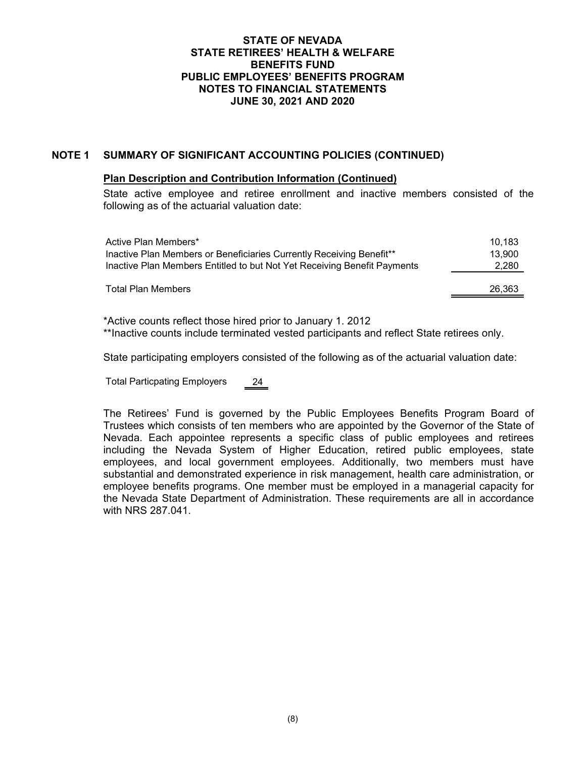## NOTE 1 SUMMARY OF SIGNIFICANT ACCOUNTING POLICIES (CONTINUED)

### Plan Description and Contribution Information (Continued)

State active employee and retiree enrollment and inactive members consisted of the following as of the actuarial valuation date:

| | |
|---|---|
| Active Plan Members* | 10,183 |
| Inactive Plan Members or Beneficiaries Currently Receiving Benefit** | 13,900 |
| Inactive Plan Members Entitled to but Not Yet Receiving Benefit Payments | 2,280 |
| Total Plan Members | 26,363 |

*Active counts reflect those hired prior to January 1. 2012
**Inactive counts include terminated vested participants and reflect State retirees only.

State participating employers consisted of the following as of the actuarial valuation date:

| | |
|---|---|
| Total Particpating Employers | 24 |

The Retirees' Fund is governed by the Public Employees Benefits Program Board of Trustees which consists of ten members who are appointed by the Governor of the State of Nevada. Each appointee represents a specific class of public employees and retirees including the Nevada System of Higher Education, retired public employees, state employees, and local government employees. Additionally, two members must have substantial and demonstrated experience in risk management, health care administration, or employee benefits programs. One member must be employed in a managerial capacity for the Nevada State Department of Administration. These requirements are all in accordance with NRS 287.041.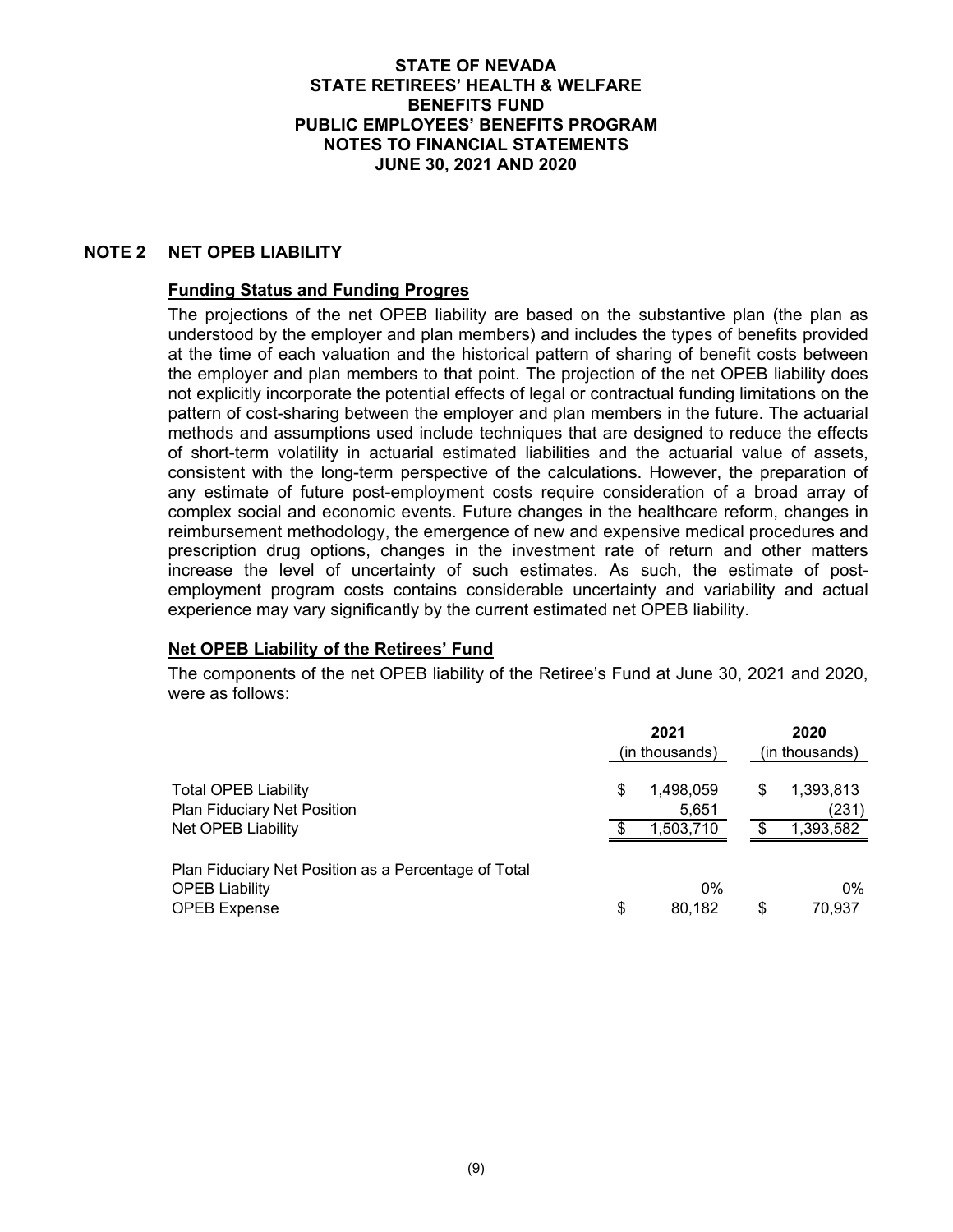## NOTE 2 NET OPEB LIABILITY

### Funding Status and Funding Progres

The projections of the net OPEB liability are based on the substantive plan (the plan as understood by the employer and plan members) and includes the types of benefits provided at the time of each valuation and the historical pattern of sharing of benefit costs between the employer and plan members to that point. The projection of the net OPEB liability does not explicitly incorporate the potential effects of legal or contractual funding limitations on the pattern of cost-sharing between the employer and plan members in the future. The actuarial methods and assumptions used include techniques that are designed to reduce the effects of short-term volatility in actuarial estimated liabilities and the actuarial value of assets, consistent with the long-term perspective of the calculations. However, the preparation of any estimate of future post-employment costs require consideration of a broad array of complex social and economic events. Future changes in the healthcare reform, changes in reimbursement methodology, the emergence of new and expensive medical procedures and prescription drug options, changes in the investment rate of return and other matters increase the level of uncertainty of such estimates. As such, the estimate of post-employment program costs contains considerable uncertainty and variability and actual experience may vary significantly by the current estimated net OPEB liability.

### Net OPEB Liability of the Retirees' Fund

The components of the net OPEB liability of the Retiree's Fund at June 30, 2021 and 2020, were as follows:

| | 2021 (in thousands) | 2020 (in thousands) |
|---|---|---|
| Total OPEB Liability | $ 1,498,059 | $ 1,393,813 |
| Plan Fiduciary Net Position | 5,651 | (231) |
| Net OPEB Liability | $ 1,503,710 | $ 1,393,582 |
| Plan Fiduciary Net Position as a Percentage of Total OPEB Liability | 0% | 0% |
| OPEB Expense | $ 80,182 | $ 70,937 |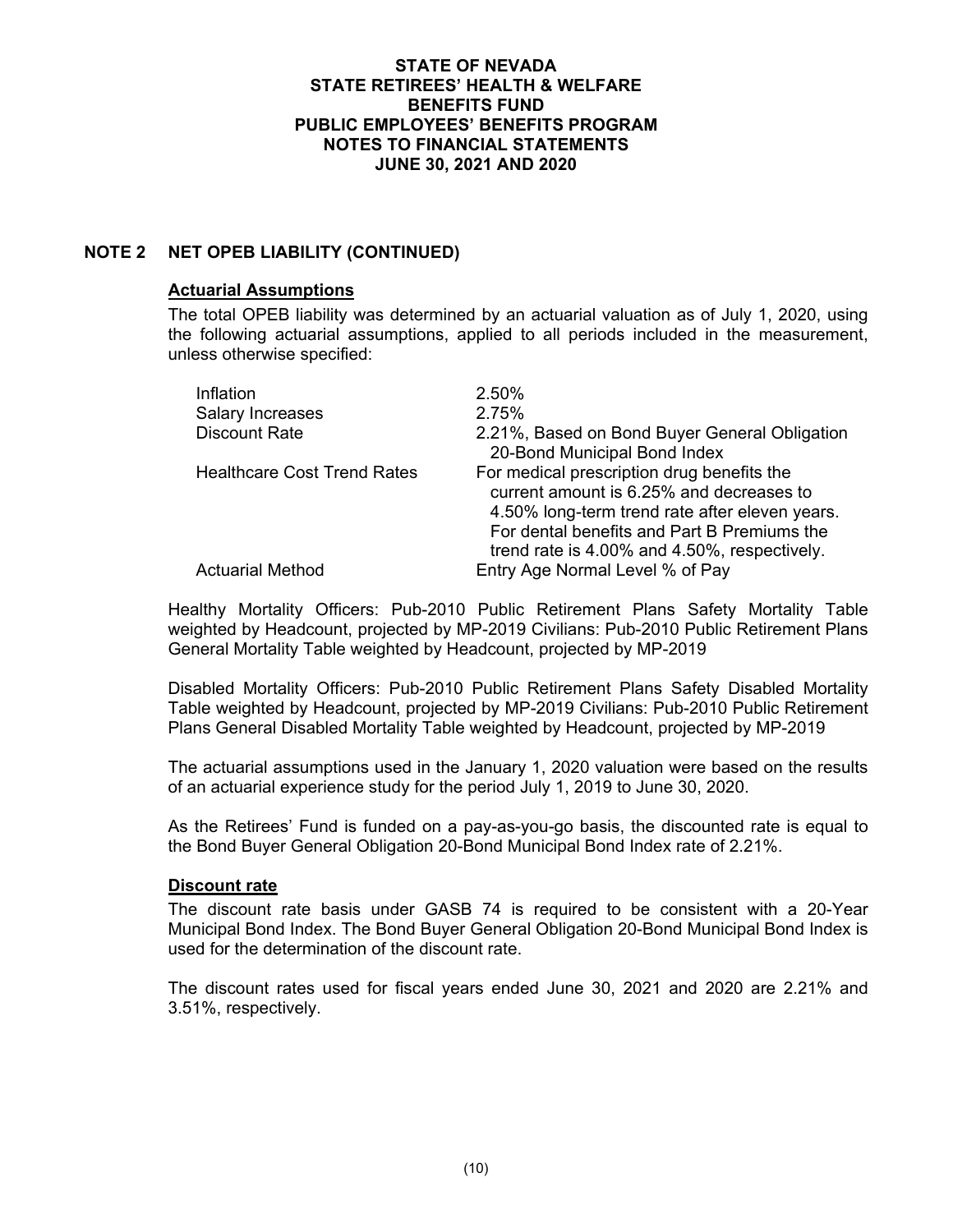# STATE OF NEVADA
# STATE RETIREES' HEALTH & WELFARE BENEFITS FUND
# PUBLIC EMPLOYEES' BENEFITS PROGRAM
# NOTES TO FINANCIAL STATEMENTS
# JUNE 30, 2021 AND 2020

## NOTE 2 NET OPEB LIABILITY (CONTINUED)

### Actuarial Assumptions

The total OPEB liability was determined by an actuarial valuation as of July 1, 2020, using the following actuarial assumptions, applied to all periods included in the measurement, unless otherwise specified:

| | |
|---|---|
| Inflation | 2.50% |
| Salary Increases | 2.75% |
| Discount Rate | 2.21%, Based on Bond Buyer General Obligation 20-Bond Municipal Bond Index |
| Healthcare Cost Trend Rates | For medical prescription drug benefits the current amount is 6.25% and decreases to 4.50% long-term trend rate after eleven years. For dental benefits and Part B Premiums the trend rate is 4.00% and 4.50%, respectively. |
| Actuarial Method | Entry Age Normal Level % of Pay |

Healthy Mortality Officers: Pub-2010 Public Retirement Plans Safety Mortality Table weighted by Headcount, projected by MP-2019 Civilians: Pub-2010 Public Retirement Plans General Mortality Table weighted by Headcount, projected by MP-2019

Disabled Mortality Officers: Pub-2010 Public Retirement Plans Safety Disabled Mortality Table weighted by Headcount, projected by MP-2019 Civilians: Pub-2010 Public Retirement Plans General Disabled Mortality Table weighted by Headcount, projected by MP-2019

The actuarial assumptions used in the January 1, 2020 valuation were based on the results of an actuarial experience study for the period July 1, 2019 to June 30, 2020.

As the Retirees' Fund is funded on a pay-as-you-go basis, the discounted rate is equal to the Bond Buyer General Obligation 20-Bond Municipal Bond Index rate of 2.21%.

### Discount rate

The discount rate basis under GASB 74 is required to be consistent with a 20-Year Municipal Bond Index. The Bond Buyer General Obligation 20-Bond Municipal Bond Index is used for the determination of the discount rate.

The discount rates used for fiscal years ended June 30, 2021 and 2020 are 2.21% and 3.51%, respectively.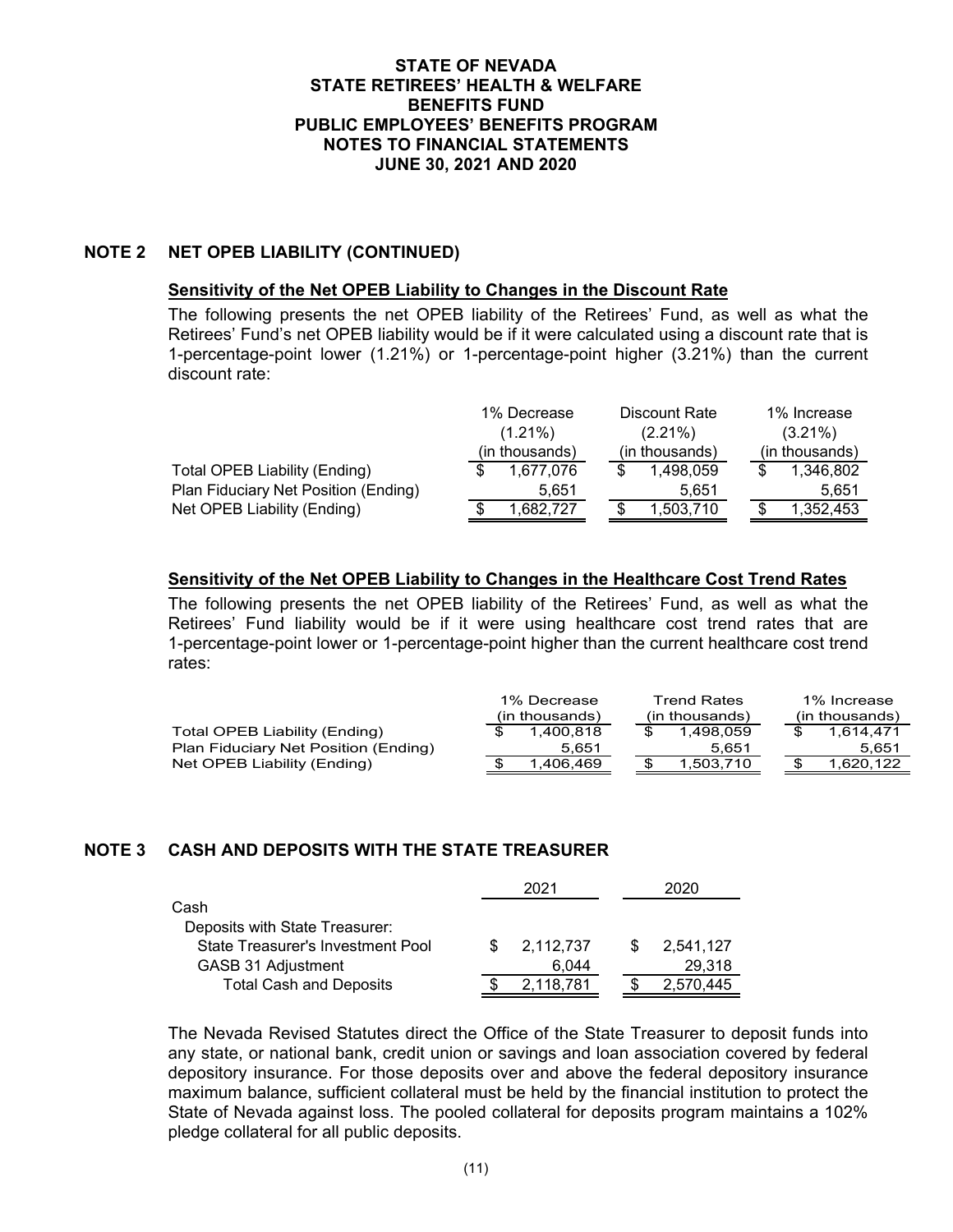# STATE OF NEVADA
# STATE RETIREES' HEALTH & WELFARE BENEFITS FUND
# PUBLIC EMPLOYEES' BENEFITS PROGRAM
# NOTES TO FINANCIAL STATEMENTS
# JUNE 30, 2021 AND 2020

## NOTE 2 NET OPEB LIABILITY (CONTINUED)

### Sensitivity of the Net OPEB Liability to Changes in the Discount Rate

The following presents the net OPEB liability of the Retirees' Fund, as well as what the Retirees' Fund's net OPEB liability would be if it were calculated using a discount rate that is 1-percentage-point lower (1.21%) or 1-percentage-point higher (3.21%) than the current discount rate:

| | 1% Decrease (1.21%) (in thousands) | Discount Rate (2.21%) (in thousands) | 1% Increase (3.21%) (in thousands) |
|---|---|---|---|
| Total OPEB Liability (Ending) | $ 1,677,076 | $ 1,498,059 | $ 1,346,802 |
| Plan Fiduciary Net Position (Ending) | 5,651 | 5,651 | 5,651 |
| Net OPEB Liability (Ending) | $ 1,682,727 | $ 1,503,710 | $ 1,352,453 |

### Sensitivity of the Net OPEB Liability to Changes in the Healthcare Cost Trend Rates

The following presents the net OPEB liability of the Retirees' Fund, as well as what the Retirees' Fund liability would be if it were using healthcare cost trend rates that are 1-percentage-point lower or 1-percentage-point higher than the current healthcare cost trend rates:

| | 1% Decrease (in thousands) | Trend Rates (in thousands) | 1% Increase (in thousands) |
|---|---|---|---|
| Total OPEB Liability (Ending) | $ 1,400,818 | $ 1,498,059 | $ 1,614,471 |
| Plan Fiduciary Net Position (Ending) | 5,651 | 5,651 | 5,651 |
| Net OPEB Liability (Ending) | $ 1,406,469 | $ 1,503,710 | $ 1,620,122 |

## NOTE 3 CASH AND DEPOSITS WITH THE STATE TREASURER

| | 2021 | 2020 |
|---|---|---|
| Cash | | |
| Deposits with State Treasurer: | | |
| State Treasurer's Investment Pool | $ 2,112,737 | $ 2,541,127 |
| GASB 31 Adjustment | 6,044 | 29,318 |
| Total Cash and Deposits | $ 2,118,781 | $ 2,570,445 |

The Nevada Revised Statutes direct the Office of the State Treasurer to deposit funds into any state, or national bank, credit union or savings and loan association covered by federal depository insurance. For those deposits over and above the federal depository insurance maximum balance, sufficient collateral must be held by the financial institution to protect the State of Nevada against loss. The pooled collateral for deposits program maintains a 102% pledge collateral for all public deposits.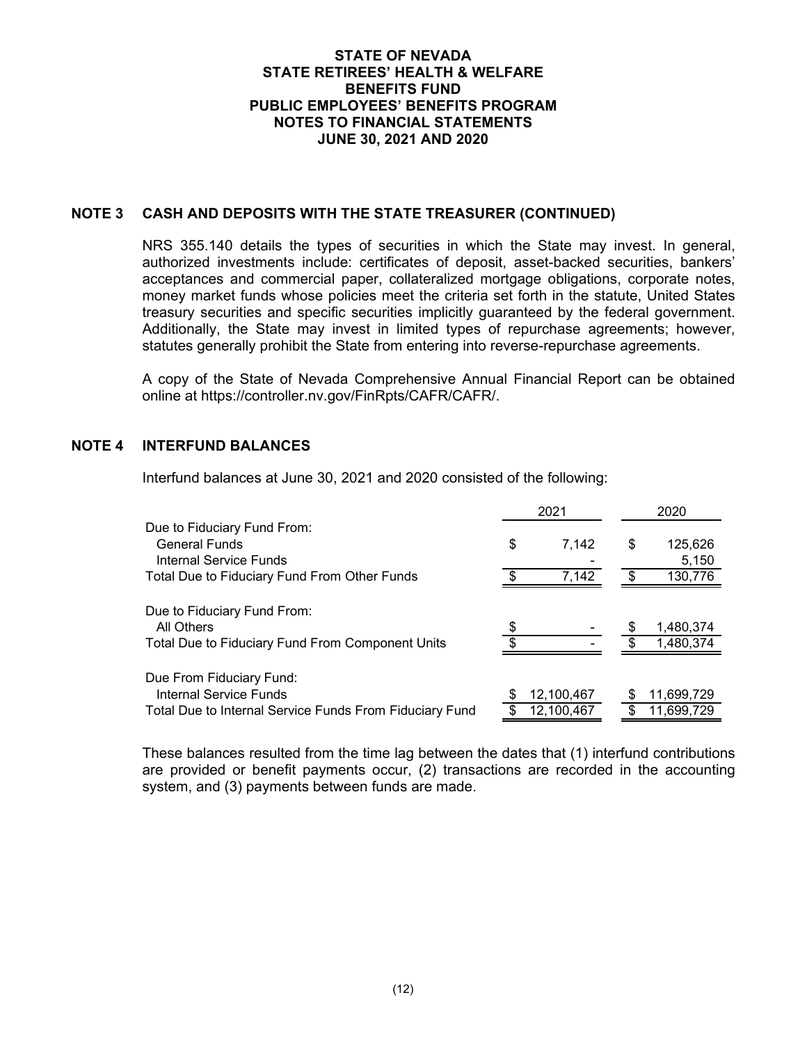## NOTE 3 CASH AND DEPOSITS WITH THE STATE TREASURER (CONTINUED)

NRS 355.140 details the types of securities in which the State may invest. In general, authorized investments include: certificates of deposit, asset-backed securities, bankers' acceptances and commercial paper, collateralized mortgage obligations, corporate notes, money market funds whose policies meet the criteria set forth in the statute, United States treasury securities and specific securities implicitly guaranteed by the federal government. Additionally, the State may invest in limited types of repurchase agreements; however, statutes generally prohibit the State from entering into reverse-repurchase agreements.

A copy of the State of Nevada Comprehensive Annual Financial Report can be obtained online at https://controller.nv.gov/FinRpts/CAFR/CAFR/.

## NOTE 4 INTERFUND BALANCES

Interfund balances at June 30, 2021 and 2020 consisted of the following:

| | 2021 | 2020 |
|---|---|---|
| Due to Fiduciary Fund From: | | |
| General Funds | $ 7,142 | $ 125,626 |
| Internal Service Funds | - | 5,150 |
| Total Due to Fiduciary Fund From Other Funds | $ 7,142 | $ 130,776 |
| Due to Fiduciary Fund From: | | |
| All Others | $ - | $ 1,480,374 |
| Total Due to Fiduciary Fund From Component Units | $ - | $ 1,480,374 |
| Due From Fiduciary Fund: | | |
| Internal Service Funds | $ 12,100,467 | $ 11,699,729 |
| Total Due to Internal Service Funds From Fiduciary Fund | $ 12,100,467 | $ 11,699,729 |

These balances resulted from the time lag between the dates that (1) interfund contributions are provided or benefit payments occur, (2) transactions are recorded in the accounting system, and (3) payments between funds are made.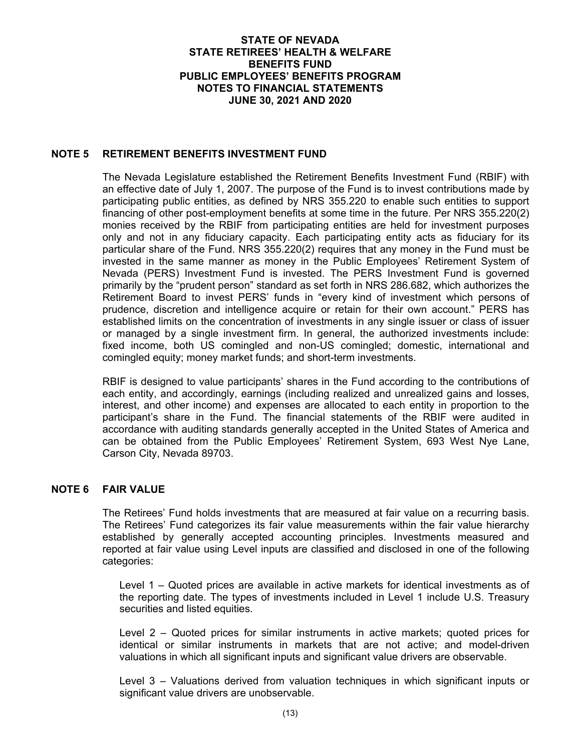## NOTE 5 RETIREMENT BENEFITS INVESTMENT FUND

The Nevada Legislature established the Retirement Benefits Investment Fund (RBIF) with an effective date of July 1, 2007. The purpose of the Fund is to invest contributions made by participating public entities, as defined by NRS 355.220 to enable such entities to support financing of other post-employment benefits at some time in the future. Per NRS 355.220(2) monies received by the RBIF from participating entities are held for investment purposes only and not in any fiduciary capacity. Each participating entity acts as fiduciary for its particular share of the Fund. NRS 355.220(2) requires that any money in the Fund must be invested in the same manner as money in the Public Employees' Retirement System of Nevada (PERS) Investment Fund is invested. The PERS Investment Fund is governed primarily by the "prudent person" standard as set forth in NRS 286.682, which authorizes the Retirement Board to invest PERS' funds in "every kind of investment which persons of prudence, discretion and intelligence acquire or retain for their own account." PERS has established limits on the concentration of investments in any single issuer or class of issuer or managed by a single investment firm. In general, the authorized investments include: fixed income, both US comingled and non-US comingled; domestic, international and comingled equity; money market funds; and short-term investments.

RBIF is designed to value participants' shares in the Fund according to the contributions of each entity, and accordingly, earnings (including realized and unrealized gains and losses, interest, and other income) and expenses are allocated to each entity in proportion to the participant's share in the Fund. The financial statements of the RBIF were audited in accordance with auditing standards generally accepted in the United States of America and can be obtained from the Public Employees' Retirement System, 693 West Nye Lane, Carson City, Nevada 89703.

## NOTE 6 FAIR VALUE

The Retirees' Fund holds investments that are measured at fair value on a recurring basis. The Retirees' Fund categorizes its fair value measurements within the fair value hierarchy established by generally accepted accounting principles. Investments measured and reported at fair value using Level inputs are classified and disclosed in one of the following categories:

Level 1 – Quoted prices are available in active markets for identical investments as of the reporting date. The types of investments included in Level 1 include U.S. Treasury securities and listed equities.

Level 2 – Quoted prices for similar instruments in active markets; quoted prices for identical or similar instruments in markets that are not active; and model-driven valuations in which all significant inputs and significant value drivers are observable.

Level 3 – Valuations derived from valuation techniques in which significant inputs or significant value drivers are unobservable.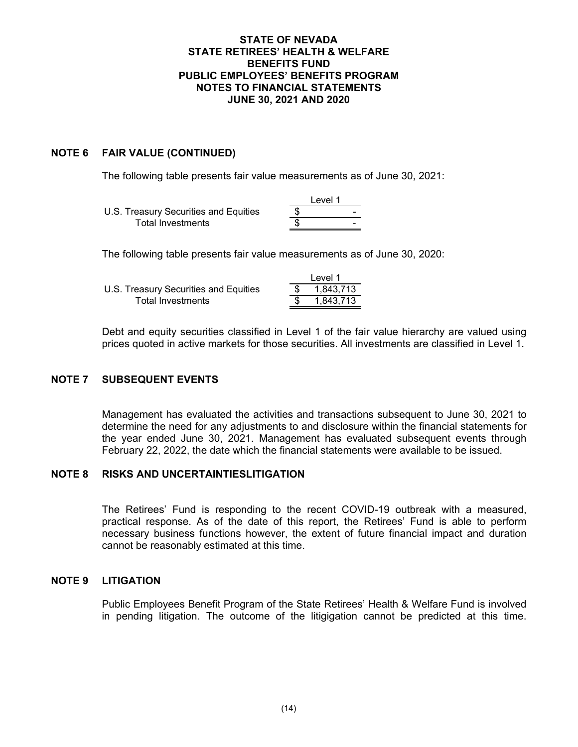**STATE OF NEVADA**
**STATE RETIREES' HEALTH & WELFARE BENEFITS FUND**
**PUBLIC EMPLOYEES' BENEFITS PROGRAM**
**NOTES TO FINANCIAL STATEMENTS**
**JUNE 30, 2021 AND 2020**

## NOTE 6 FAIR VALUE (CONTINUED)

The following table presents fair value measurements as of June 30, 2021:

| | Level 1 |
|---|---|
| U.S. Treasury Securities and Equities | $ - |
| Total Investments | $ - |

The following table presents fair value measurements as of June 30, 2020:

| | Level 1 |
|---|---|
| U.S. Treasury Securities and Equities | $ 1,843,713 |
| Total Investments | $ 1,843,713 |

Debt and equity securities classified in Level 1 of the fair value hierarchy are valued using prices quoted in active markets for those securities. All investments are classified in Level 1.

## NOTE 7 SUBSEQUENT EVENTS

Management has evaluated the activities and transactions subsequent to June 30, 2021 to determine the need for any adjustments to and disclosure within the financial statements for the year ended June 30, 2021. Management has evaluated subsequent events through February 22, 2022, the date which the financial statements were available to be issued.

## NOTE 8 RISKS AND UNCERTAINTIESLITIGATION

The Retirees' Fund is responding to the recent COVID-19 outbreak with a measured, practical response. As of the date of this report, the Retirees' Fund is able to perform necessary business functions however, the extent of future financial impact and duration cannot be reasonably estimated at this time.

## NOTE 9 LITIGATION

Public Employees Benefit Program of the State Retirees' Health & Welfare Fund is involved in pending litigation. The outcome of the litigigation cannot be predicted at this time.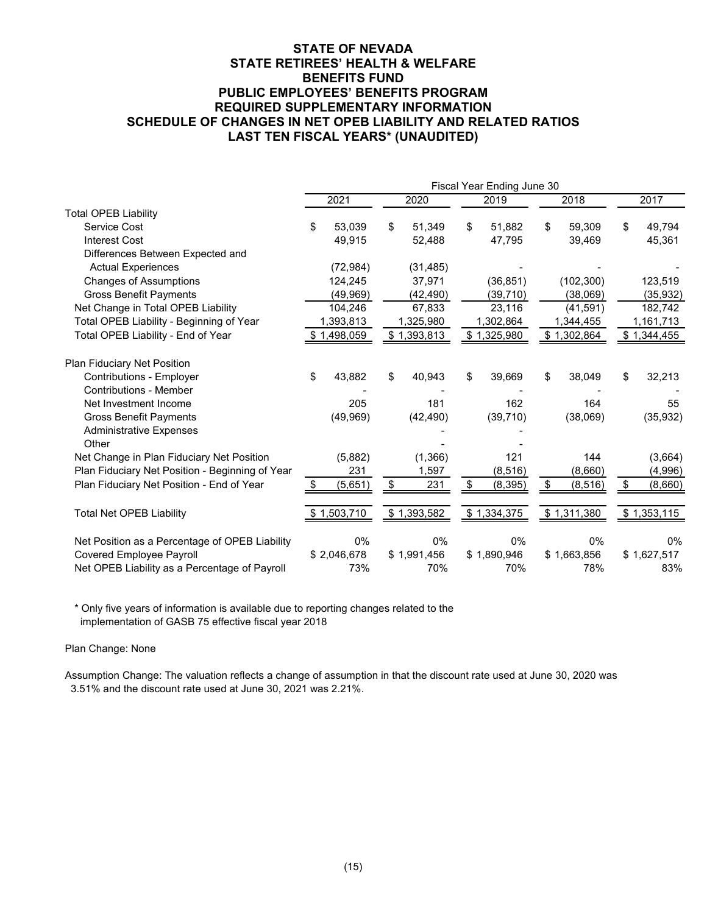# STATE OF NEVADA
# STATE RETIREES' HEALTH & WELFARE BENEFITS FUND
# PUBLIC EMPLOYEES' BENEFITS PROGRAM
## REQUIRED SUPPLEMENTARY INFORMATION
## SCHEDULE OF CHANGES IN NET OPEB LIABILITY AND RELATED RATIOS
## LAST TEN FISCAL YEARS* (UNAUDITED)

| | Fiscal Year Ending June 30 | | | | |
|---|---|---|---|---|---|
| | 2021 | 2020 | 2019 | 2018 | 2017 |
| **Total OPEB Liability** | | | | | |
| Service Cost | $ 53,039 | $ 51,349 | $ 51,882 | $ 59,309 | $ 49,794 |
| Interest Cost | 49,915 | 52,488 | 47,795 | 39,469 | 45,361 |
| Differences Between Expected and Actual Experiences | (72,984) | (31,485) | - | - | - |
| Changes of Assumptions | 124,245 | 37,971 | (36,851) | (102,300) | 123,519 |
| Gross Benefit Payments | (49,969) | (42,490) | (39,710) | (38,069) | (35,932) |
| Net Change in Total OPEB Liability | 104,246 | 67,833 | 23,116 | (41,591) | 182,742 |
| Total OPEB Liability - Beginning of Year | 1,393,813 | 1,325,980 | 1,302,864 | 1,344,455 | 1,161,713 |
| Total OPEB Liability - End of Year | $ 1,498,059 | $ 1,393,813 | $ 1,325,980 | $ 1,302,864 | $ 1,344,455 |
| **Plan Fiduciary Net Position** | | | | | |
| Contributions - Employer | $ 43,882 | $ 40,943 | $ 39,669 | $ 38,049 | $ 32,213 |
| Contributions - Member | - | - | - | - | - |
| Net Investment Income | 205 | 181 | 162 | 164 | 55 |
| Gross Benefit Payments | (49,969) | (42,490) | (39,710) | (38,069) | (35,932) |
| Administrative Expenses | | - | - | | |
| Other | | - | - | | |
| Net Change in Plan Fiduciary Net Position | (5,882) | (1,366) | 121 | 144 | (3,664) |
| Plan Fiduciary Net Position - Beginning of Year | 231 | 1,597 | (8,516) | (8,660) | (4,996) |
| Plan Fiduciary Net Position - End of Year | $ (5,651) | $ 231 | $ (8,395) | $ (8,516) | $ (8,660) |
| Total Net OPEB Liability | $ 1,503,710 | $ 1,393,582 | $ 1,334,375 | $ 1,311,380 | $ 1,353,115 |
| Net Position as a Percentage of OPEB Liability | 0% | 0% | 0% | 0% | 0% |
| Covered Employee Payroll | $ 2,046,678 | $ 1,991,456 | $ 1,890,946 | $ 1,663,856 | $ 1,627,517 |
| Net OPEB Liability as a Percentage of Payroll | 73% | 70% | 70% | 78% | 83% |

\* Only five years of information is available due to reporting changes related to the implementation of GASB 75 effective fiscal year 2018

Plan Change: None

Assumption Change: The valuation reflects a change of assumption in that the discount rate used at June 30, 2020 was 3.51% and the discount rate used at June 30, 2021 was 2.21%.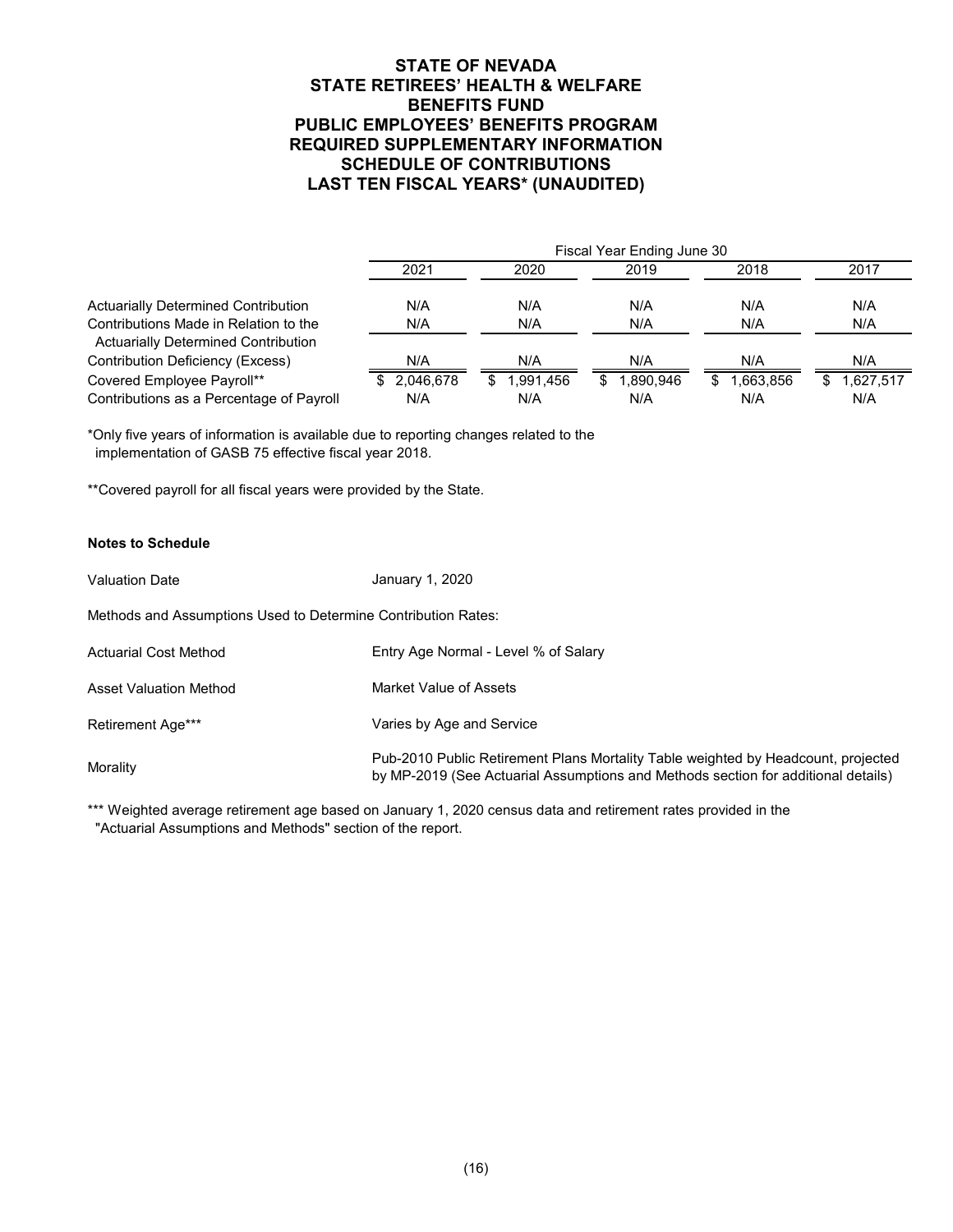# STATE OF NEVADA
# STATE RETIREES' HEALTH & WELFARE BENEFITS FUND
# PUBLIC EMPLOYEES' BENEFITS PROGRAM
## REQUIRED SUPPLEMENTARY INFORMATION
## SCHEDULE OF CONTRIBUTIONS
## LAST TEN FISCAL YEARS* (UNAUDITED)

| | Fiscal Year Ending June 30 | | | | |
|---|---|---|---|---|---|
| | 2021 | 2020 | 2019 | 2018 | 2017 |
| Actuarially Determined Contribution | N/A | N/A | N/A | N/A | N/A |
| Contributions Made in Relation to the Actuarially Determined Contribution | N/A | N/A | N/A | N/A | N/A |
| Contribution Deficiency (Excess) | N/A | N/A | N/A | N/A | N/A |
| Covered Employee Payroll** | $ 2,046,678 | $ 1,991,456 | $ 1,890,946 | $ 1,663,856 | $ 1,627,517 |
| Contributions as a Percentage of Payroll | N/A | N/A | N/A | N/A | N/A |

*Only five years of information is available due to reporting changes related to the implementation of GASB 75 effective fiscal year 2018.

**Covered payroll for all fiscal years were provided by the State.

**Notes to Schedule**

Valuation Date: January 1, 2020

Methods and Assumptions Used to Determine Contribution Rates:

Actuarial Cost Method: Entry Age Normal - Level % of Salary

Asset Valuation Method: Market Value of Assets

Retirement Age***: Varies by Age and Service

Morality: Pub-2010 Public Retirement Plans Mortality Table weighted by Headcount, projected by MP-2019 (See Actuarial Assumptions and Methods section for additional details)

*** Weighted average retirement age based on January 1, 2020 census data and retirement rates provided in the "Actuarial Assumptions and Methods" section of the report.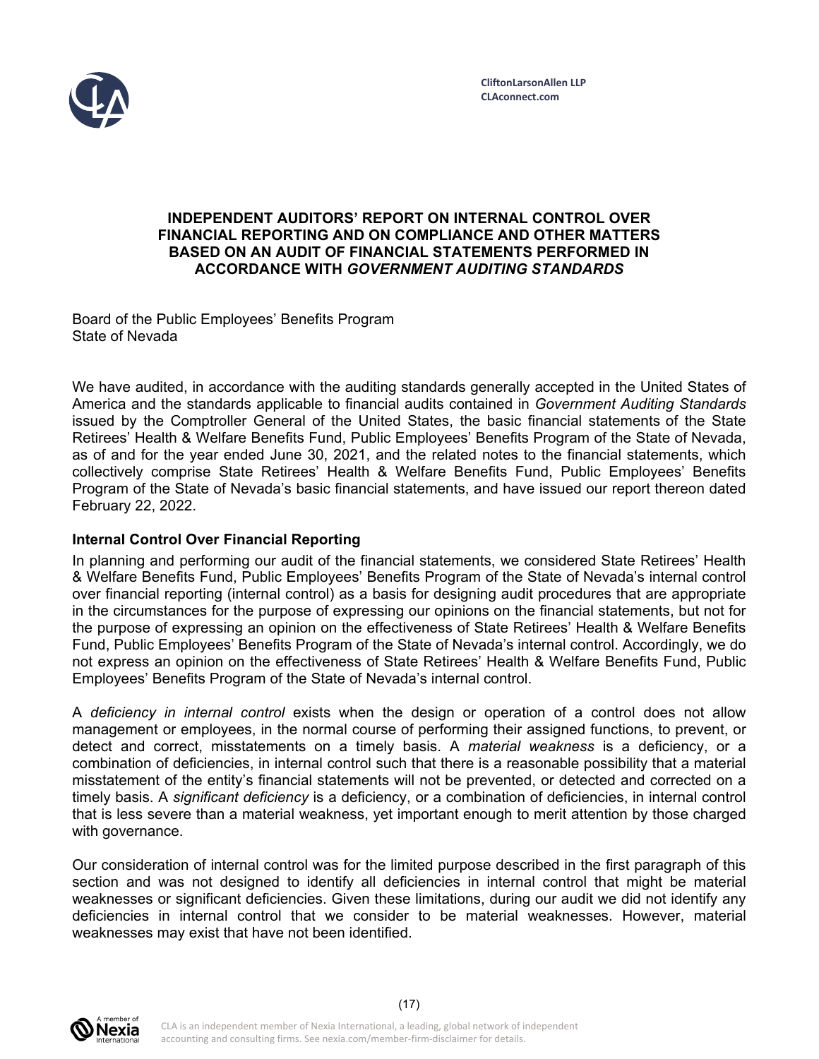CliftonLarsonAllen LLP
CLAconnect.com

# INDEPENDENT AUDITORS' REPORT ON INTERNAL CONTROL OVER FINANCIAL REPORTING AND ON COMPLIANCE AND OTHER MATTERS BASED ON AN AUDIT OF FINANCIAL STATEMENTS PERFORMED IN ACCORDANCE WITH *GOVERNMENT AUDITING STANDARDS*

Board of the Public Employees' Benefits Program
State of Nevada

We have audited, in accordance with the auditing standards generally accepted in the United States of America and the standards applicable to financial audits contained in *Government Auditing Standards* issued by the Comptroller General of the United States, the basic financial statements of the State Retirees' Health & Welfare Benefits Fund, Public Employees' Benefits Program of the State of Nevada, as of and for the year ended June 30, 2021, and the related notes to the financial statements, which collectively comprise State Retirees' Health & Welfare Benefits Fund, Public Employees' Benefits Program of the State of Nevada's basic financial statements, and have issued our report thereon dated February 22, 2022.

## Internal Control Over Financial Reporting

In planning and performing our audit of the financial statements, we considered State Retirees' Health & Welfare Benefits Fund, Public Employees' Benefits Program of the State of Nevada's internal control over financial reporting (internal control) as a basis for designing audit procedures that are appropriate in the circumstances for the purpose of expressing our opinions on the financial statements, but not for the purpose of expressing an opinion on the effectiveness of State Retirees' Health & Welfare Benefits Fund, Public Employees' Benefits Program of the State of Nevada's internal control. Accordingly, we do not express an opinion on the effectiveness of State Retirees' Health & Welfare Benefits Fund, Public Employees' Benefits Program of the State of Nevada's internal control.

A *deficiency in internal control* exists when the design or operation of a control does not allow management or employees, in the normal course of performing their assigned functions, to prevent, or detect and correct, misstatements on a timely basis. A *material weakness* is a deficiency, or a combination of deficiencies, in internal control such that there is a reasonable possibility that a material misstatement of the entity's financial statements will not be prevented, or detected and corrected on a timely basis. A *significant deficiency* is a deficiency, or a combination of deficiencies, in internal control that is less severe than a material weakness, yet important enough to merit attention by those charged with governance.

Our consideration of internal control was for the limited purpose described in the first paragraph of this section and was not designed to identify all deficiencies in internal control that might be material weaknesses or significant deficiencies. Given these limitations, during our audit we did not identify any deficiencies in internal control that we consider to be material weaknesses. However, material weaknesses may exist that have not been identified.

CLA is an independent member of Nexia International, a leading, global network of independent accounting and consulting firms. See nexia.com/member-firm-disclaimer for details.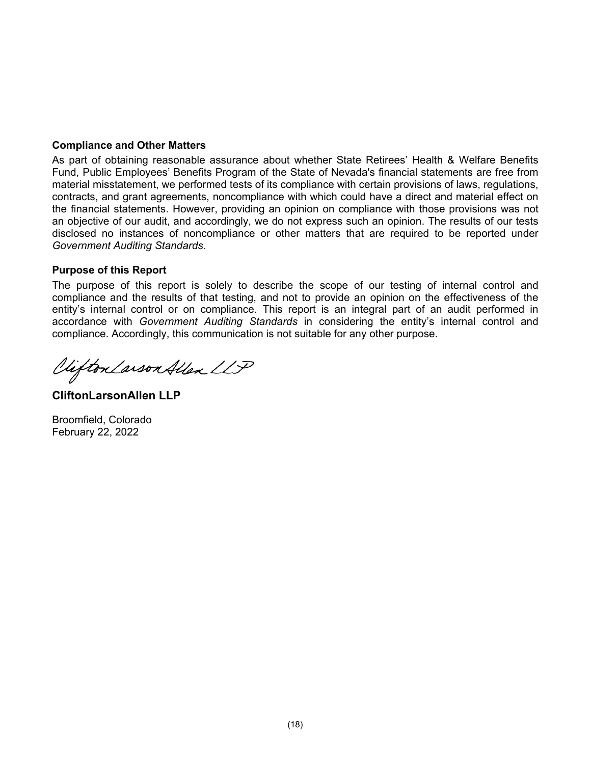### Compliance and Other Matters

As part of obtaining reasonable assurance about whether State Retirees' Health & Welfare Benefits Fund, Public Employees' Benefits Program of the State of Nevada's financial statements are free from material misstatement, we performed tests of its compliance with certain provisions of laws, regulations, contracts, and grant agreements, noncompliance with which could have a direct and material effect on the financial statements. However, providing an opinion on compliance with those provisions was not an objective of our audit, and accordingly, we do not express such an opinion. The results of our tests disclosed no instances of noncompliance or other matters that are required to be reported under *Government Auditing Standards*.

### Purpose of this Report

The purpose of this report is solely to describe the scope of our testing of internal control and compliance and the results of that testing, and not to provide an opinion on the effectiveness of the entity's internal control or on compliance. This report is an integral part of an audit performed in accordance with *Government Auditing Standards* in considering the entity's internal control and compliance. Accordingly, this communication is not suitable for any other purpose.

CliftonLarsonAllen LLP

**CliftonLarsonAllen LLP**

Broomfield, Colorado
February 22, 2022